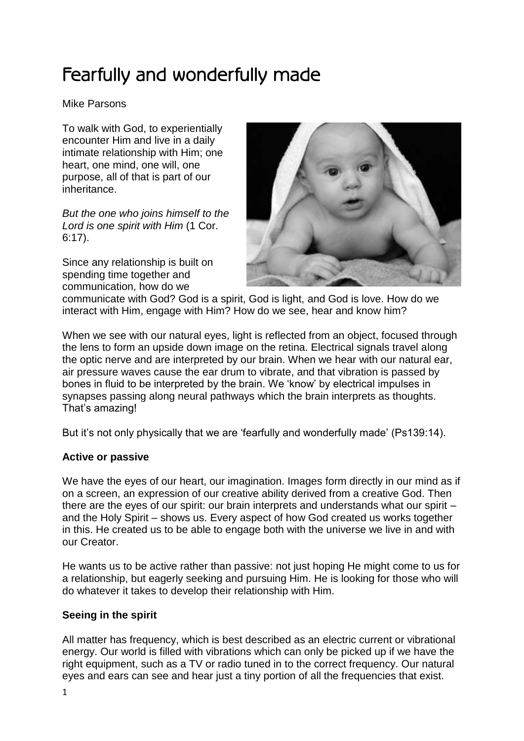# Fearfully and wonderfully made

Mike Parsons

To walk with God, to experientially encounter Him and live in a daily intimate relationship with Him; one heart, one mind, one will, one purpose, all of that is part of our inheritance.

*But the one who joins himself to the Lord is one spirit with Him* (1 Cor. 6:17).

Since any relationship is built on spending time together and communication, how do we communicate with God? God is a spirit, God is light, and God is love. How do we interact with Him, engage with Him? How do we see, hear and know him?

When we see with our natural eyes, light is reflected from an object, focused through the lens to form an upside down image on the retina. Electrical signals travel along the optic nerve and are interpreted by our brain. When we hear with our natural ear, air pressure waves cause the ear drum to vibrate, and that vibration is passed by bones in fluid to be interpreted by the brain. We 'know' by electrical impulses in synapses passing along neural pathways which the brain interprets as thoughts. That's amazing!

But it's not only physically that we are 'fearfully and wonderfully made' (Ps139:14).

**Active or passive**

We have the eyes of our heart, our imagination. Images form directly in our mind as if on a screen, an expression of our creative ability derived from a creative God. Then there are the eyes of our spirit: our brain interprets and understands what our spirit – and the Holy Spirit – shows us. Every aspect of how God created us works together in this. He created us to be able to engage both with the universe we live in and with our Creator.

He wants us to be active rather than passive: not just hoping He might come to us for a relationship, but eagerly seeking and pursuing Him. He is looking for those who will do whatever it takes to develop their relationship with Him.

**Seeing in the spirit**

All matter has frequency, which is best described as an electric current or vibrational energy. Our world is filled with vibrations which can only be picked up if we have the right equipment, such as a TV or radio tuned in to the correct frequency. Our natural eyes and ears can see and hear just a tiny portion of all the frequencies that exist.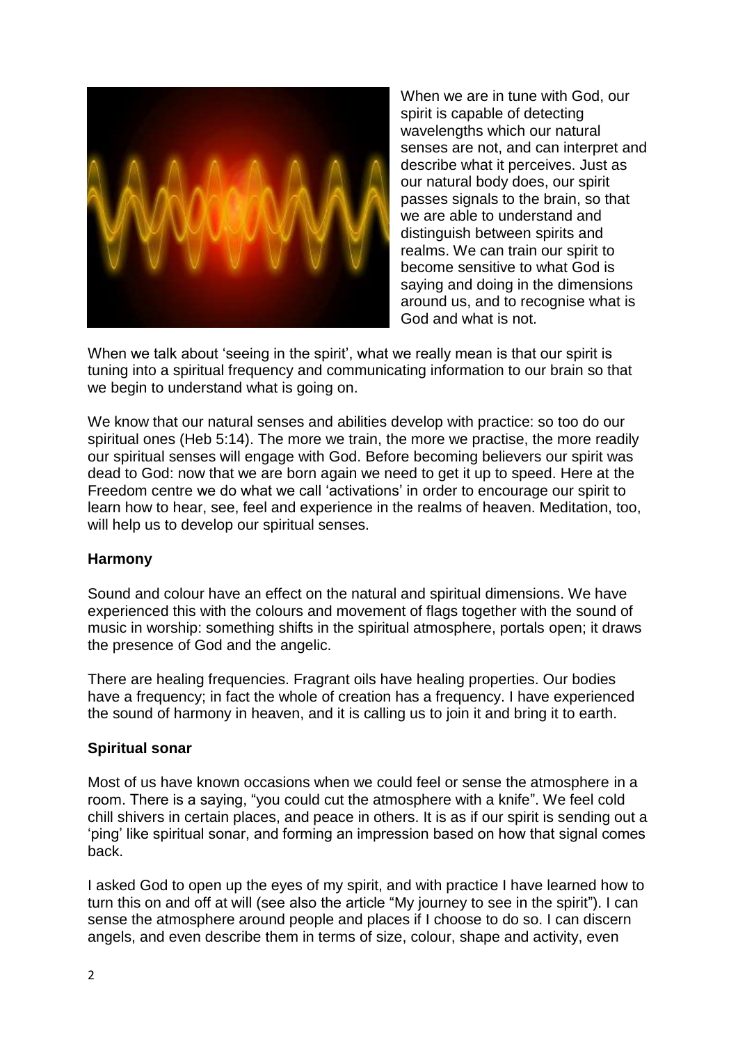When we are in tune with God, our spirit is capable of detecting wavelengths which our natural senses are not, and can interpret and describe what it perceives. Just as our natural body does, our spirit passes signals to the brain, so that we are able to understand and distinguish between spirits and realms. We can train our spirit to become sensitive to what God is saying and doing in the dimensions around us, and to recognise what is God and what is not.

When we talk about 'seeing in the spirit', what we really mean is that our spirit is tuning into a spiritual frequency and communicating information to our brain so that we begin to understand what is going on.

We know that our natural senses and abilities develop with practice: so too do our spiritual ones (Heb 5:14). The more we train, the more we practise, the more readily our spiritual senses will engage with God. Before becoming believers our spirit was dead to God: now that we are born again we need to get it up to speed. Here at the Freedom centre we do what we call 'activations' in order to encourage our spirit to learn how to hear, see, feel and experience in the realms of heaven. Meditation, too, will help us to develop our spiritual senses.

**Harmony**

Sound and colour have an effect on the natural and spiritual dimensions. We have experienced this with the colours and movement of flags together with the sound of music in worship: something shifts in the spiritual atmosphere, portals open; it draws the presence of God and the angelic.

There are healing frequencies. Fragrant oils have healing properties. Our bodies have a frequency; in fact the whole of creation has a frequency. I have experienced the sound of harmony in heaven, and it is calling us to join it and bring it to earth.

**Spiritual sonar**

Most of us have known occasions when we could feel or sense the atmosphere in a room. There is a saying, "you could cut the atmosphere with a knife". We feel cold chill shivers in certain places, and peace in others. It is as if our spirit is sending out a 'ping' like spiritual sonar, and forming an impression based on how that signal comes back.

I asked God to open up the eyes of my spirit, and with practice I have learned how to turn this on and off at will (see also the article "My journey to see in the spirit"). I can sense the atmosphere around people and places if I choose to do so. I can discern angels, and even describe them in terms of size, colour, shape and activity, even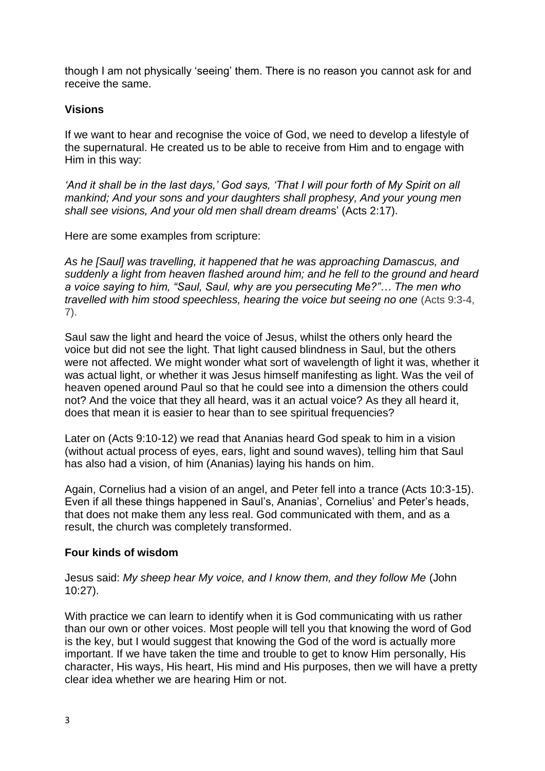though I am not physically 'seeing' them. There is no reason you cannot ask for and receive the same.

**Visions**

If we want to hear and recognise the voice of God, we need to develop a lifestyle of the supernatural. He created us to be able to receive from Him and to engage with Him in this way:

*'And it shall be in the last days,' God says, 'That I will pour forth of My Spirit on all mankind; And your sons and your daughters shall prophesy, And your young men shall see visions, And your old men shall dream dreams*' (Acts 2:17).

Here are some examples from scripture:

*As he [Saul] was travelling, it happened that he was approaching Damascus, and suddenly a light from heaven flashed around him; and he fell to the ground and heard a voice saying to him, "Saul, Saul, why are you persecuting Me?"… The men who travelled with him stood speechless, hearing the voice but seeing no one* (Acts 9:3-4, 7).

Saul saw the light and heard the voice of Jesus, whilst the others only heard the voice but did not see the light. That light caused blindness in Saul, but the others were not affected. We might wonder what sort of wavelength of light it was, whether it was actual light, or whether it was Jesus himself manifesting as light. Was the veil of heaven opened around Paul so that he could see into a dimension the others could not? And the voice that they all heard, was it an actual voice? As they all heard it, does that mean it is easier to hear than to see spiritual frequencies?

Later on (Acts 9:10-12) we read that Ananias heard God speak to him in a vision (without actual process of eyes, ears, light and sound waves), telling him that Saul has also had a vision, of him (Ananias) laying his hands on him.

Again, Cornelius had a vision of an angel, and Peter fell into a trance (Acts 10:3-15). Even if all these things happened in Saul's, Ananias', Cornelius' and Peter's heads, that does not make them any less real. God communicated with them, and as a result, the church was completely transformed.

**Four kinds of wisdom**

Jesus said: *My sheep hear My voice, and I know them, and they follow Me* (John 10:27).

With practice we can learn to identify when it is God communicating with us rather than our own or other voices. Most people will tell you that knowing the word of God is the key, but I would suggest that knowing the God of the word is actually more important. If we have taken the time and trouble to get to know Him personally, His character, His ways, His heart, His mind and His purposes, then we will have a pretty clear idea whether we are hearing Him or not.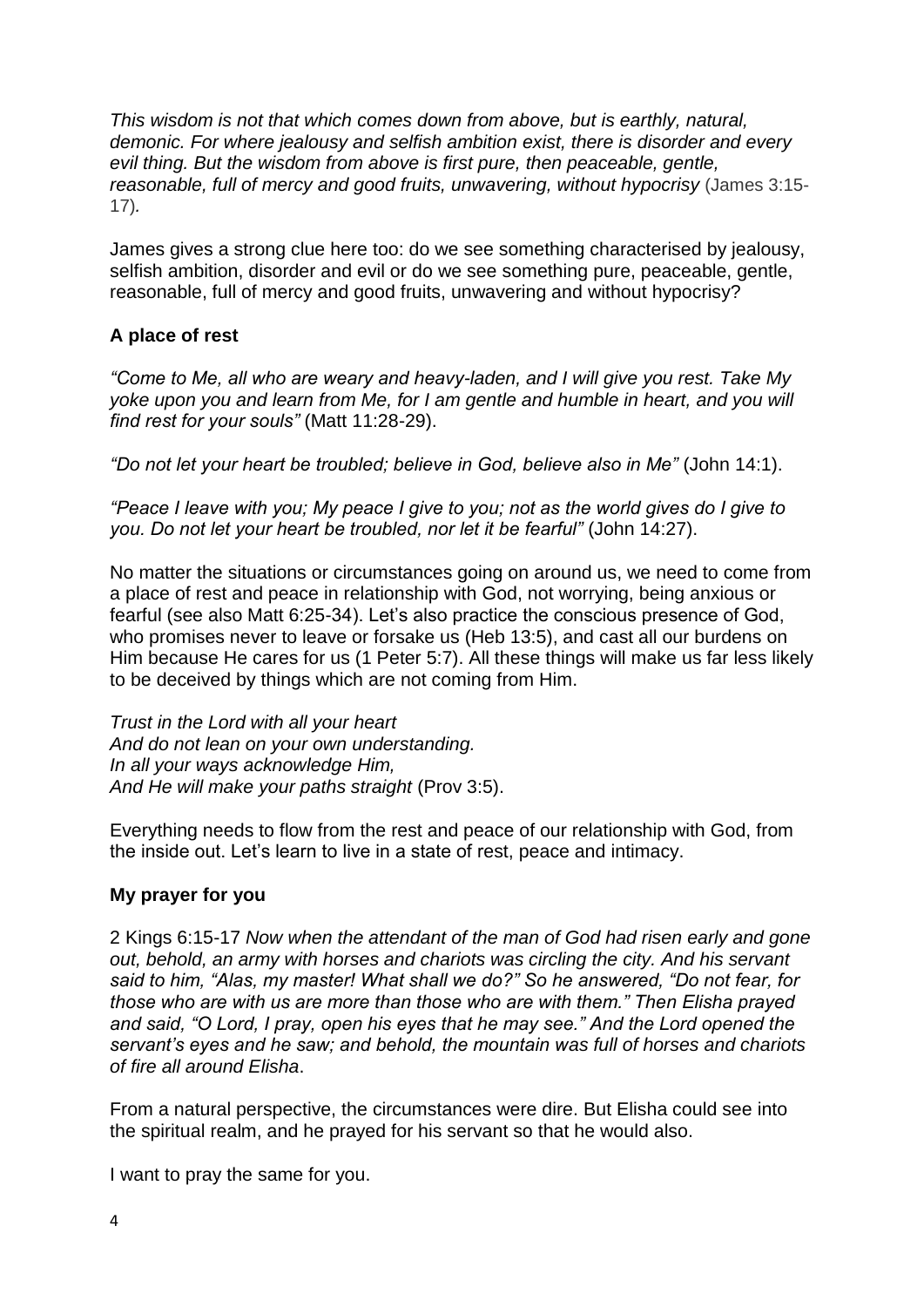*This wisdom is not that which comes down from above, but is earthly, natural, demonic. For where jealousy and selfish ambition exist, there is disorder and every evil thing. But the wisdom from above is first pure, then peaceable, gentle, reasonable, full of mercy and good fruits, unwavering, without hypocrisy* (James 3:15-17)*.*

James gives a strong clue here too: do we see something characterised by jealousy, selfish ambition, disorder and evil or do we see something pure, peaceable, gentle, reasonable, full of mercy and good fruits, unwavering and without hypocrisy?

**A place of rest**

*"Come to Me, all who are weary and heavy-laden, and I will give you rest. Take My yoke upon you and learn from Me, for I am gentle and humble in heart, and you will find rest for your souls"* (Matt 11:28-29).

*"Do not let your heart be troubled; believe in God, believe also in Me"* (John 14:1).

*"Peace I leave with you; My peace I give to you; not as the world gives do I give to you. Do not let your heart be troubled, nor let it be fearful"* (John 14:27).

No matter the situations or circumstances going on around us, we need to come from a place of rest and peace in relationship with God, not worrying, being anxious or fearful (see also Matt 6:25-34). Let's also practice the conscious presence of God, who promises never to leave or forsake us (Heb 13:5), and cast all our burdens on Him because He cares for us (1 Peter 5:7). All these things will make us far less likely to be deceived by things which are not coming from Him.

*Trust in the Lord with all your heart*
*And do not lean on your own understanding.*
*In all your ways acknowledge Him,*
*And He will make your paths straight* (Prov 3:5).

Everything needs to flow from the rest and peace of our relationship with God, from the inside out. Let's learn to live in a state of rest, peace and intimacy.

**My prayer for you**

2 Kings 6:15-17 *Now when the attendant of the man of God had risen early and gone out, behold, an army with horses and chariots was circling the city. And his servant said to him, "Alas, my master! What shall we do?" So he answered, "Do not fear, for those who are with us are more than those who are with them." Then Elisha prayed and said, "O Lord, I pray, open his eyes that he may see." And the Lord opened the servant's eyes and he saw; and behold, the mountain was full of horses and chariots of fire all around Elisha*.

From a natural perspective, the circumstances were dire. But Elisha could see into the spiritual realm, and he prayed for his servant so that he would also.

I want to pray the same for you.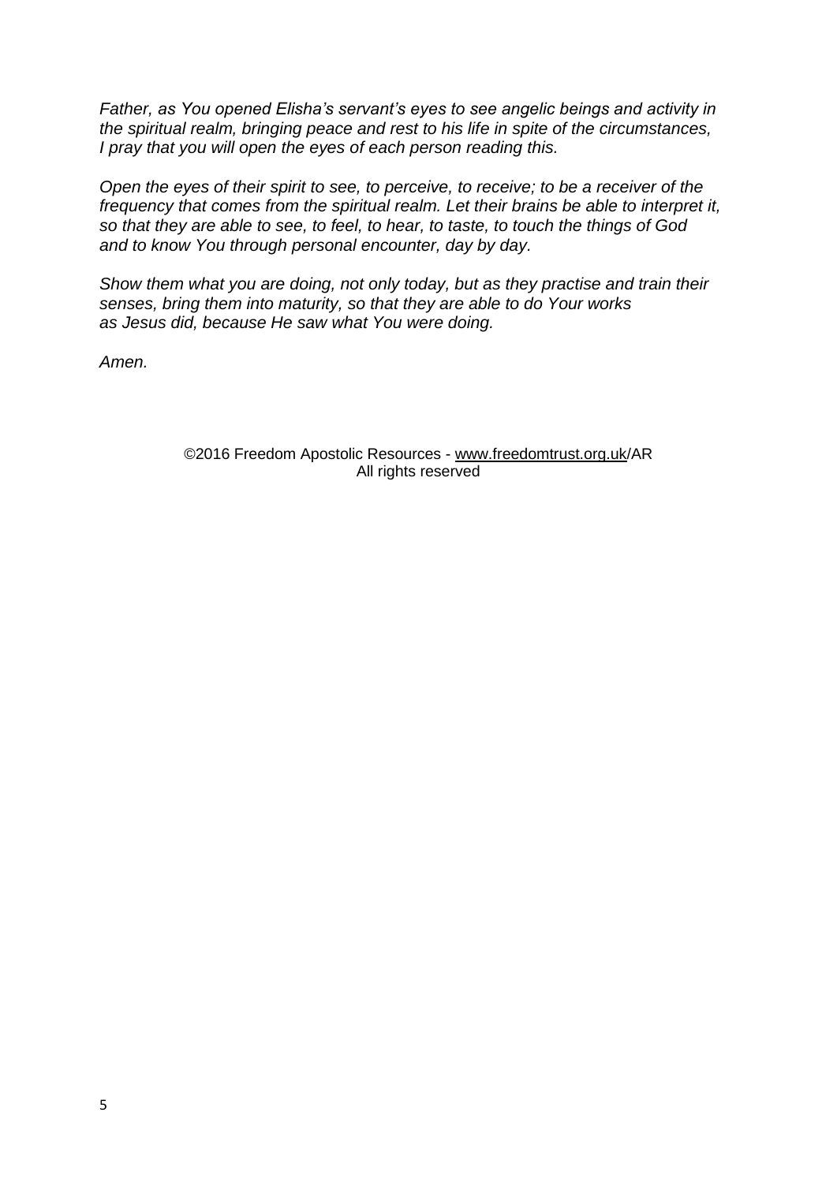*Father, as You opened Elisha's servant's eyes to see angelic beings and activity in the spiritual realm, bringing peace and rest to his life in spite of the circumstances, I pray that you will open the eyes of each person reading this.*

*Open the eyes of their spirit to see, to perceive, to receive; to be a receiver of the frequency that comes from the spiritual realm. Let their brains be able to interpret it, so that they are able to see, to feel, to hear, to taste, to touch the things of God and to know You through personal encounter, day by day.*

*Show them what you are doing, not only today, but as they practise and train their senses, bring them into maturity, so that they are able to do Your works as Jesus did, because He saw what You were doing.*

*Amen.*

©2016 Freedom Apostolic Resources - www.freedomtrust.org.uk/AR
All rights reserved